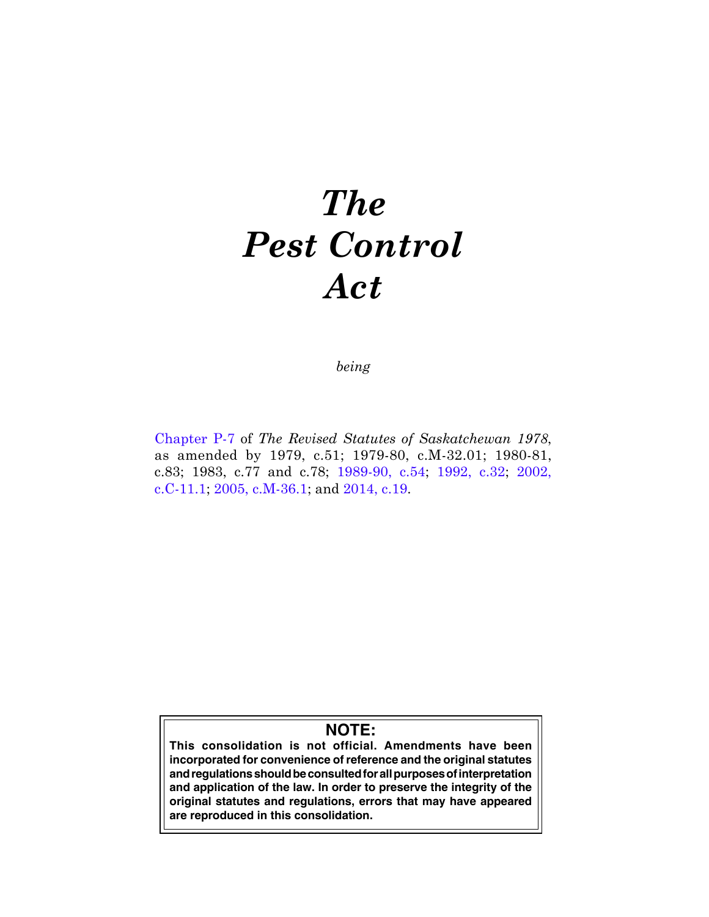# *The Pest Control Act*

*being*

Chapter P-7 of *The Revised Statutes of Saskatchewan 1978*, as amended by 1979, c.51; 1979-80, c.M-32.01; 1980-81, c.83; 1983, c.77 and c.78; 1989-90, c.54; 1992, c.32; 2002, c.C-11.1; 2005, c.M-36.1; and 2014, c.19.

**NOTE:**

**This consolidation is not official. Amendments have been incorporated for convenience of reference and the original statutes and regulations should be consulted for all purposes of interpretation and application of the law. In order to preserve the integrity of the original statutes and regulations, errors that may have appeared are reproduced in this consolidation.**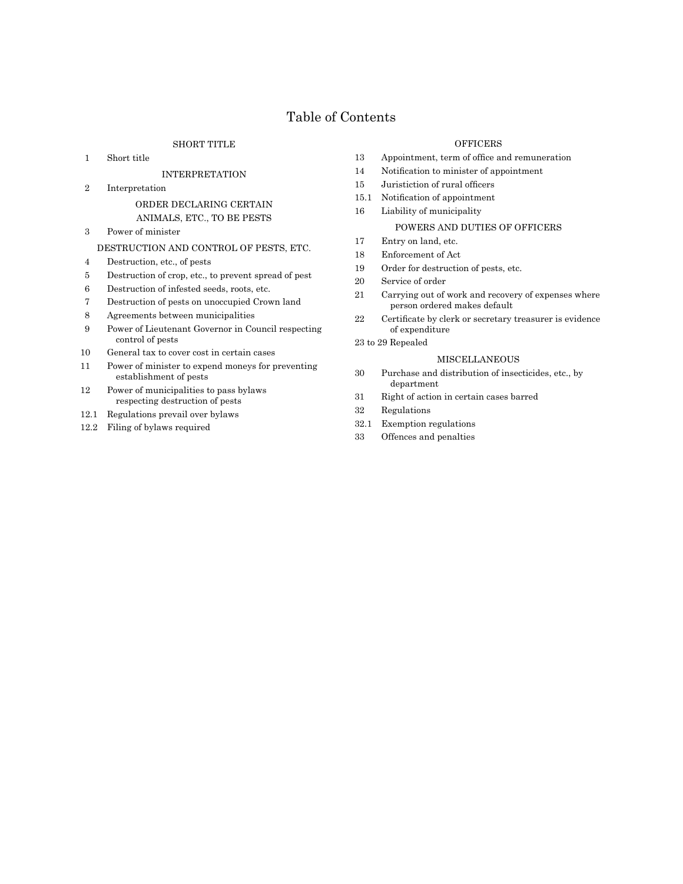# Table of Contents

SHORT TITLE

1 Short title

INTERPRETATION

2 Interpretation

ORDER DECLARING CERTAIN ANIMALS, ETC., TO BE PESTS

3 Power of minister

DESTRUCTION AND CONTROL OF PESTS, ETC.

4 Destruction, etc., of pests

5 Destruction of crop, etc., to prevent spread of pest

6 Destruction of infested seeds, roots, etc.

7 Destruction of pests on unoccupied Crown land

8 Agreements between municipalities

9 Power of Lieutenant Governor in Council respecting control of pests

10 General tax to cover cost in certain cases

11 Power of minister to expend moneys for preventing establishment of pests

12 Power of municipalities to pass bylaws respecting destruction of pests

12.1 Regulations prevail over bylaws

12.2 Filing of bylaws required

OFFICERS

13 Appointment, term of office and remuneration

14 Notification to minister of appointment

15 Juristiction of rural officers

15.1 Notification of appointment

16 Liability of municipality

POWERS AND DUTIES OF OFFICERS

17 Entry on land, etc.

18 Enforcement of Act

19 Order for destruction of pests, etc.

20 Service of order

21 Carrying out of work and recovery of expenses where person ordered makes default

22 Certificate by clerk or secretary treasurer is evidence of expenditure

23 to 29 Repealed

MISCELLANEOUS

30 Purchase and distribution of insecticides, etc., by department

31 Right of action in certain cases barred

32 Regulations

32.1 Exemption regulations

33 Offences and penalties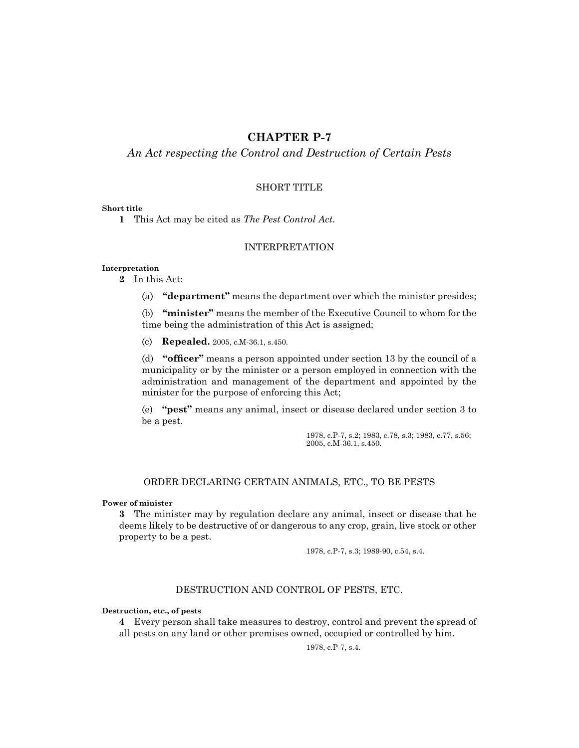# CHAPTER P-7

*An Act respecting the Control and Destruction of Certain Pests*

## SHORT TITLE

**Short title**

**1** This Act may be cited as *The Pest Control Act*.

## INTERPRETATION

**Interpretation**

**2** In this Act:

(a) **"department"** means the department over which the minister presides;

(b) **"minister"** means the member of the Executive Council to whom for the time being the administration of this Act is assigned;

(c) **Repealed.** 2005, c.M-36.1, s.450.

(d) **"officer"** means a person appointed under section 13 by the council of a municipality or by the minister or a person employed in connection with the administration and management of the department and appointed by the minister for the purpose of enforcing this Act;

(e) **"pest"** means any animal, insect or disease declared under section 3 to be a pest.

1978, c.P-7, s.2; 1983, c.78, s.3; 1983, c.77, s.56; 2005, c.M-36.1, s.450.

## ORDER DECLARING CERTAIN ANIMALS, ETC., TO BE PESTS

**Power of minister**

**3** The minister may by regulation declare any animal, insect or disease that he deems likely to be destructive of or dangerous to any crop, grain, live stock or other property to be a pest.

1978, c.P-7, s.3; 1989-90, c.54, s.4.

## DESTRUCTION AND CONTROL OF PESTS, ETC.

**Destruction, etc., of pests**

**4** Every person shall take measures to destroy, control and prevent the spread of all pests on any land or other premises owned, occupied or controlled by him.

1978, c.P-7, s.4.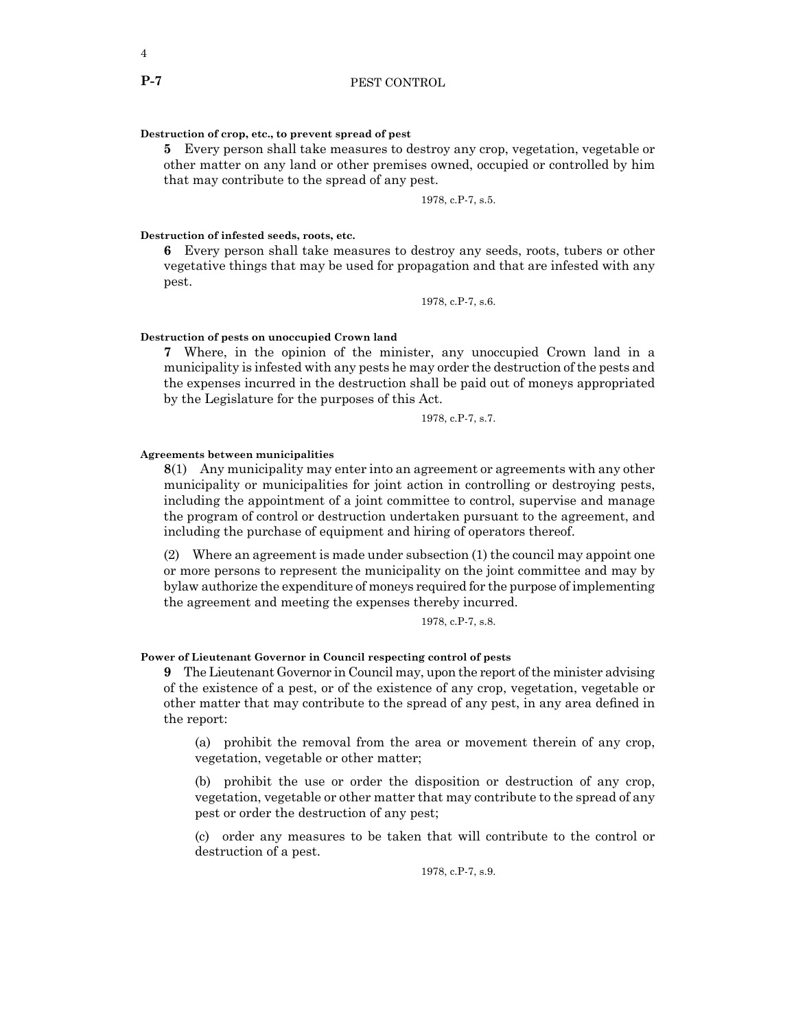**Destruction of crop, etc., to prevent spread of pest**

**5** Every person shall take measures to destroy any crop, vegetation, vegetable or other matter on any land or other premises owned, occupied or controlled by him that may contribute to the spread of any pest.

1978, c.P-7, s.5.

**Destruction of infested seeds, roots, etc.**

**6** Every person shall take measures to destroy any seeds, roots, tubers or other vegetative things that may be used for propagation and that are infested with any pest.

1978, c.P-7, s.6.

**Destruction of pests on unoccupied Crown land**

**7** Where, in the opinion of the minister, any unoccupied Crown land in a municipality is infested with any pests he may order the destruction of the pests and the expenses incurred in the destruction shall be paid out of moneys appropriated by the Legislature for the purposes of this Act.

1978, c.P-7, s.7.

**Agreements between municipalities**

**8**(1) Any municipality may enter into an agreement or agreements with any other municipality or municipalities for joint action in controlling or destroying pests, including the appointment of a joint committee to control, supervise and manage the program of control or destruction undertaken pursuant to the agreement, and including the purchase of equipment and hiring of operators thereof.

(2) Where an agreement is made under subsection (1) the council may appoint one or more persons to represent the municipality on the joint committee and may by bylaw authorize the expenditure of moneys required for the purpose of implementing the agreement and meeting the expenses thereby incurred.

1978, c.P-7, s.8.

**Power of Lieutenant Governor in Council respecting control of pests**

**9** The Lieutenant Governor in Council may, upon the report of the minister advising of the existence of a pest, or of the existence of any crop, vegetation, vegetable or other matter that may contribute to the spread of any pest, in any area defined in the report:

(a) prohibit the removal from the area or movement therein of any crop, vegetation, vegetable or other matter;

(b) prohibit the use or order the disposition or destruction of any crop, vegetation, vegetable or other matter that may contribute to the spread of any pest or order the destruction of any pest;

(c) order any measures to be taken that will contribute to the control or destruction of a pest.

1978, c.P-7, s.9.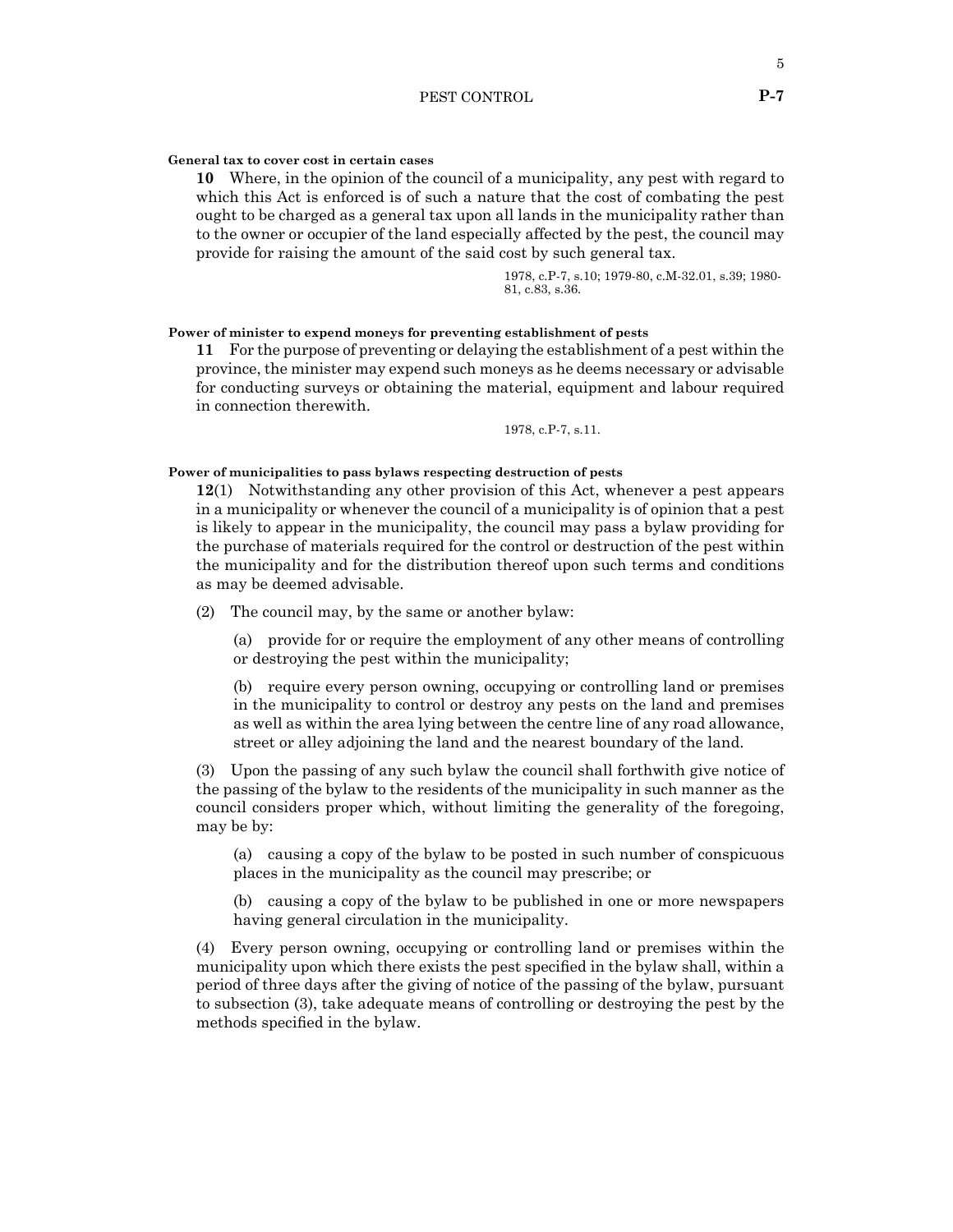**General tax to cover cost in certain cases**

**10** Where, in the opinion of the council of a municipality, any pest with regard to which this Act is enforced is of such a nature that the cost of combating the pest ought to be charged as a general tax upon all lands in the municipality rather than to the owner or occupier of the land especially affected by the pest, the council may provide for raising the amount of the said cost by such general tax.

1978, c.P-7, s.10; 1979-80, c.M-32.01, s.39; 1980-81, c.83, s.36.

**Power of minister to expend moneys for preventing establishment of pests**

**11** For the purpose of preventing or delaying the establishment of a pest within the province, the minister may expend such moneys as he deems necessary or advisable for conducting surveys or obtaining the material, equipment and labour required in connection therewith.

1978, c.P-7, s.11.

**Power of municipalities to pass bylaws respecting destruction of pests**

**12**(1) Notwithstanding any other provision of this Act, whenever a pest appears in a municipality or whenever the council of a municipality is of opinion that a pest is likely to appear in the municipality, the council may pass a bylaw providing for the purchase of materials required for the control or destruction of the pest within the municipality and for the distribution thereof upon such terms and conditions as may be deemed advisable.

(2) The council may, by the same or another bylaw:

(a) provide for or require the employment of any other means of controlling or destroying the pest within the municipality;

(b) require every person owning, occupying or controlling land or premises in the municipality to control or destroy any pests on the land and premises as well as within the area lying between the centre line of any road allowance, street or alley adjoining the land and the nearest boundary of the land.

(3) Upon the passing of any such bylaw the council shall forthwith give notice of the passing of the bylaw to the residents of the municipality in such manner as the council considers proper which, without limiting the generality of the foregoing, may be by:

(a) causing a copy of the bylaw to be posted in such number of conspicuous places in the municipality as the council may prescribe; or

(b) causing a copy of the bylaw to be published in one or more newspapers having general circulation in the municipality.

(4) Every person owning, occupying or controlling land or premises within the municipality upon which there exists the pest specified in the bylaw shall, within a period of three days after the giving of notice of the passing of the bylaw, pursuant to subsection (3), take adequate means of controlling or destroying the pest by the methods specified in the bylaw.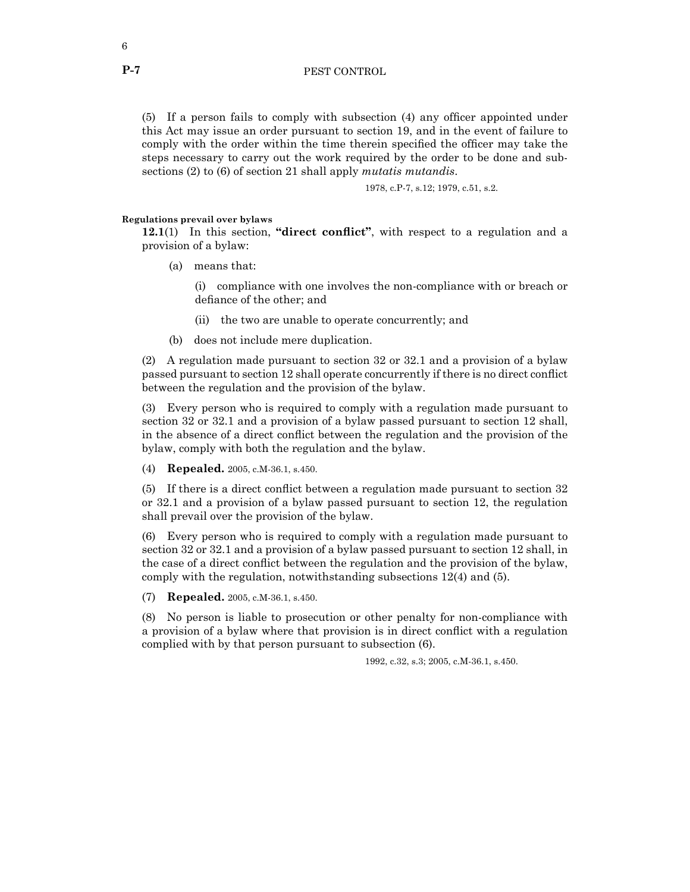(5) If a person fails to comply with subsection (4) any officer appointed under this Act may issue an order pursuant to section 19, and in the event of failure to comply with the order within the time therein specified the officer may take the steps necessary to carry out the work required by the order to be done and subsections (2) to (6) of section 21 shall apply *mutatis mutandis*.

1978, c.P-7, s.12; 1979, c.51, s.2.

**Regulations prevail over bylaws**

**12.1**(1) In this section, **"direct conflict"**, with respect to a regulation and a provision of a bylaw:

(a) means that:

(i) compliance with one involves the non-compliance with or breach or defiance of the other; and

(ii) the two are unable to operate concurrently; and

(b) does not include mere duplication.

(2) A regulation made pursuant to section 32 or 32.1 and a provision of a bylaw passed pursuant to section 12 shall operate concurrently if there is no direct conflict between the regulation and the provision of the bylaw.

(3) Every person who is required to comply with a regulation made pursuant to section 32 or 32.1 and a provision of a bylaw passed pursuant to section 12 shall, in the absence of a direct conflict between the regulation and the provision of the bylaw, comply with both the regulation and the bylaw.

(4) **Repealed.** 2005, c.M-36.1, s.450.

(5) If there is a direct conflict between a regulation made pursuant to section 32 or 32.1 and a provision of a bylaw passed pursuant to section 12, the regulation shall prevail over the provision of the bylaw.

(6) Every person who is required to comply with a regulation made pursuant to section 32 or 32.1 and a provision of a bylaw passed pursuant to section 12 shall, in the case of a direct conflict between the regulation and the provision of the bylaw, comply with the regulation, notwithstanding subsections 12(4) and (5).

(7) **Repealed.** 2005, c.M-36.1, s.450.

(8) No person is liable to prosecution or other penalty for non-compliance with a provision of a bylaw where that provision is in direct conflict with a regulation complied with by that person pursuant to subsection (6).

1992, c.32, s.3; 2005, c.M-36.1, s.450.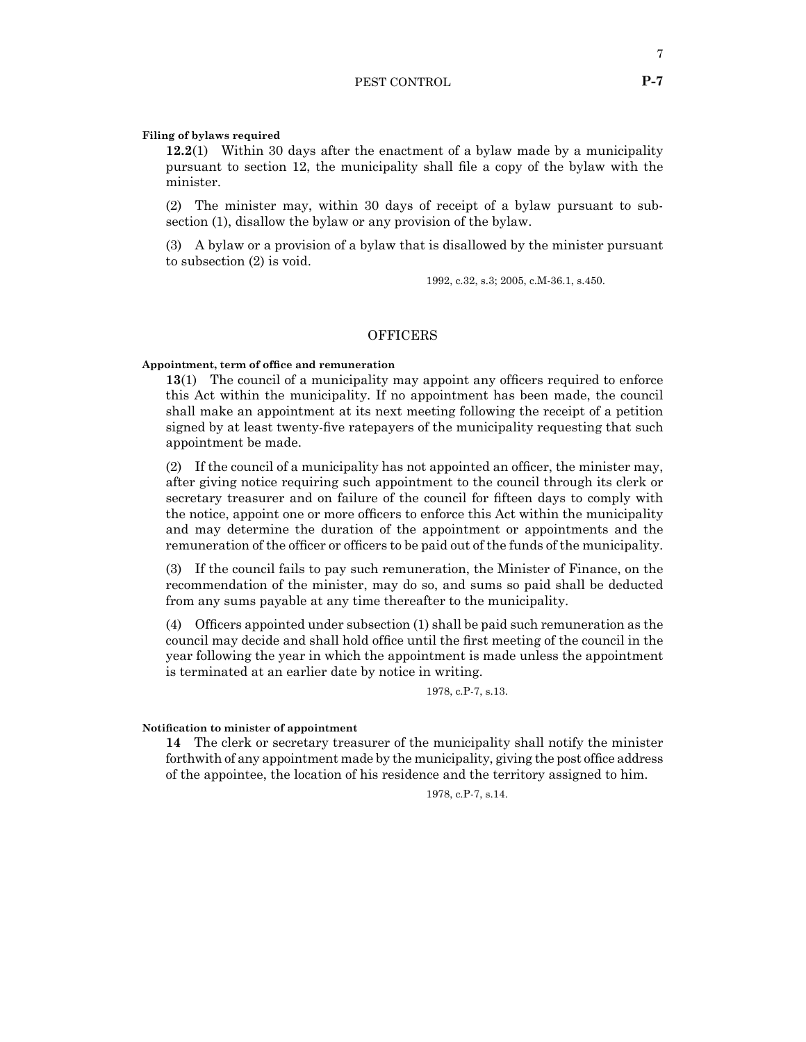**Filing of bylaws required**

**12.2**(1) Within 30 days after the enactment of a bylaw made by a municipality pursuant to section 12, the municipality shall file a copy of the bylaw with the minister.

(2) The minister may, within 30 days of receipt of a bylaw pursuant to subsection (1), disallow the bylaw or any provision of the bylaw.

(3) A bylaw or a provision of a bylaw that is disallowed by the minister pursuant to subsection (2) is void.

1992, c.32, s.3; 2005, c.M-36.1, s.450.

## OFFICERS

**Appointment, term of office and remuneration**

**13**(1) The council of a municipality may appoint any officers required to enforce this Act within the municipality. If no appointment has been made, the council shall make an appointment at its next meeting following the receipt of a petition signed by at least twenty-five ratepayers of the municipality requesting that such appointment be made.

(2) If the council of a municipality has not appointed an officer, the minister may, after giving notice requiring such appointment to the council through its clerk or secretary treasurer and on failure of the council for fifteen days to comply with the notice, appoint one or more officers to enforce this Act within the municipality and may determine the duration of the appointment or appointments and the remuneration of the officer or officers to be paid out of the funds of the municipality.

(3) If the council fails to pay such remuneration, the Minister of Finance, on the recommendation of the minister, may do so, and sums so paid shall be deducted from any sums payable at any time thereafter to the municipality.

(4) Officers appointed under subsection (1) shall be paid such remuneration as the council may decide and shall hold office until the first meeting of the council in the year following the year in which the appointment is made unless the appointment is terminated at an earlier date by notice in writing.

1978, c.P-7, s.13.

**Notification to minister of appointment**

**14** The clerk or secretary treasurer of the municipality shall notify the minister forthwith of any appointment made by the municipality, giving the post office address of the appointee, the location of his residence and the territory assigned to him.

1978, c.P-7, s.14.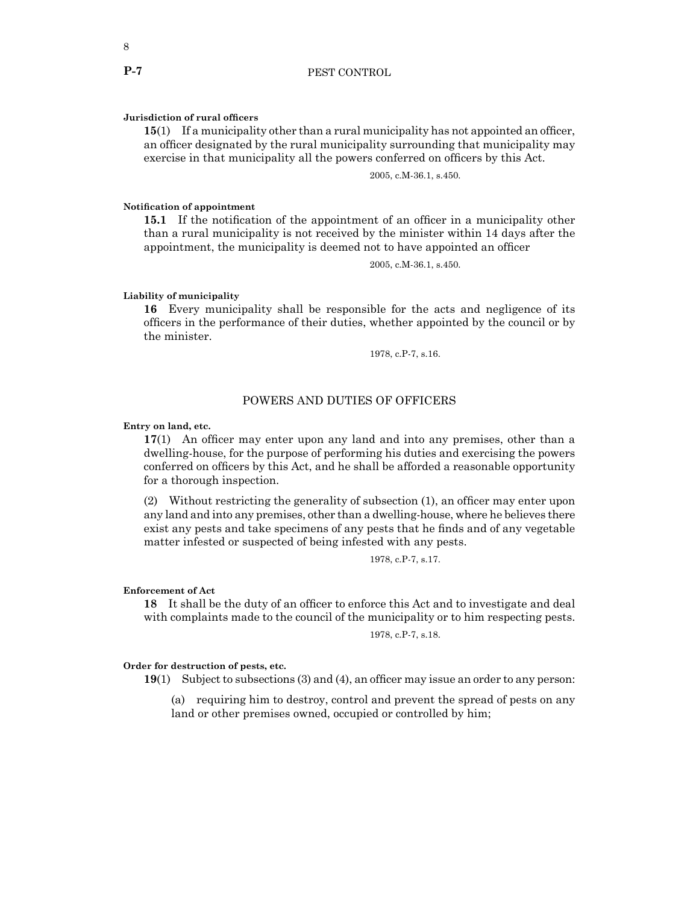**Jurisdiction of rural officers**

**15**(1) If a municipality other than a rural municipality has not appointed an officer, an officer designated by the rural municipality surrounding that municipality may exercise in that municipality all the powers conferred on officers by this Act.

2005, c.M-36.1, s.450.

**Notification of appointment**

**15.1** If the notification of the appointment of an officer in a municipality other than a rural municipality is not received by the minister within 14 days after the appointment, the municipality is deemed not to have appointed an officer

2005, c.M-36.1, s.450.

**Liability of municipality**

**16** Every municipality shall be responsible for the acts and negligence of its officers in the performance of their duties, whether appointed by the council or by the minister.

1978, c.P-7, s.16.

## POWERS AND DUTIES OF OFFICERS

**Entry on land, etc.**

**17**(1) An officer may enter upon any land and into any premises, other than a dwelling-house, for the purpose of performing his duties and exercising the powers conferred on officers by this Act, and he shall be afforded a reasonable opportunity for a thorough inspection.

(2) Without restricting the generality of subsection (1), an officer may enter upon any land and into any premises, other than a dwelling-house, where he believes there exist any pests and take specimens of any pests that he finds and of any vegetable matter infested or suspected of being infested with any pests.

1978, c.P-7, s.17.

**Enforcement of Act**

**18** It shall be the duty of an officer to enforce this Act and to investigate and deal with complaints made to the council of the municipality or to him respecting pests.

1978, c.P-7, s.18.

**Order for destruction of pests, etc.**

**19**(1) Subject to subsections (3) and (4), an officer may issue an order to any person:

(a) requiring him to destroy, control and prevent the spread of pests on any land or other premises owned, occupied or controlled by him;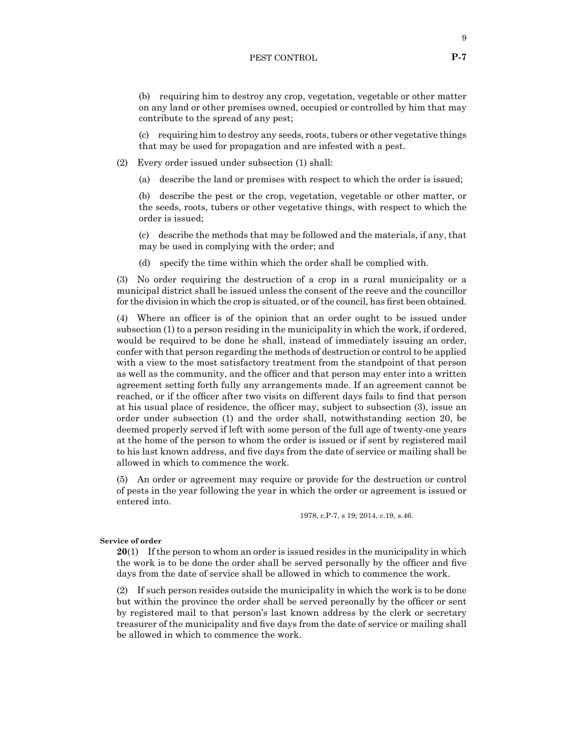(b) requiring him to destroy any crop, vegetation, vegetable or other matter on any land or other premises owned, occupied or controlled by him that may contribute to the spread of any pest;

(c) requiring him to destroy any seeds, roots, tubers or other vegetative things that may be used for propagation and are infested with a pest.

(2) Every order issued under subsection (1) shall:

(a) describe the land or premises with respect to which the order is issued;

(b) describe the pest or the crop, vegetation, vegetable or other matter, or the seeds, roots, tubers or other vegetative things, with respect to which the order is issued;

(c) describe the methods that may be followed and the materials, if any, that may be used in complying with the order; and

(d) specify the time within which the order shall be complied with.

(3) No order requiring the destruction of a crop in a rural municipality or a municipal district shall be issued unless the consent of the reeve and the councillor for the division in which the crop is situated, or of the council, has first been obtained.

(4) Where an officer is of the opinion that an order ought to be issued under subsection (1) to a person residing in the municipality in which the work, if ordered, would be required to be done he shall, instead of immediately issuing an order, confer with that person regarding the methods of destruction or control to be applied with a view to the most satisfactory treatment from the standpoint of that person as well as the community, and the officer and that person may enter into a written agreement setting forth fully any arrangements made. If an agreement cannot be reached, or if the officer after two visits on different days fails to find that person at his usual place of residence, the officer may, subject to subsection (3), issue an order under subsection (1) and the order shall, notwithstanding section 20, be deemed properly served if left with some person of the full age of twenty-one years at the home of the person to whom the order is issued or if sent by registered mail to his last known address, and five days from the date of service or mailing shall be allowed in which to commence the work.

(5) An order or agreement may require or provide for the destruction or control of pests in the year following the year in which the order or agreement is issued or entered into.

1978, c.P-7, s 19; 2014, c.19, s.46.

**Service of order**

**20**(1) If the person to whom an order is issued resides in the municipality in which the work is to be done the order shall be served personally by the officer and five days from the date of service shall be allowed in which to commence the work.

(2) If such person resides outside the municipality in which the work is to be done but within the province the order shall be served personally by the officer or sent by registered mail to that person's last known address by the clerk or secretary treasurer of the municipality and five days from the date of service or mailing shall be allowed in which to commence the work.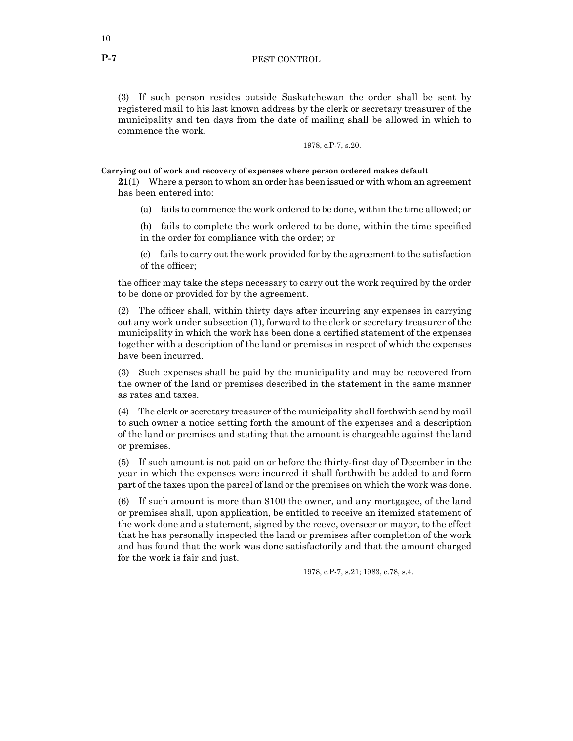(3) If such person resides outside Saskatchewan the order shall be sent by registered mail to his last known address by the clerk or secretary treasurer of the municipality and ten days from the date of mailing shall be allowed in which to commence the work.

1978, c.P-7, s.20.

**Carrying out of work and recovery of expenses where person ordered makes default**

**21**(1) Where a person to whom an order has been issued or with whom an agreement has been entered into:

(a) fails to commence the work ordered to be done, within the time allowed; or

(b) fails to complete the work ordered to be done, within the time specified in the order for compliance with the order; or

(c) fails to carry out the work provided for by the agreement to the satisfaction of the officer;

the officer may take the steps necessary to carry out the work required by the order to be done or provided for by the agreement.

(2) The officer shall, within thirty days after incurring any expenses in carrying out any work under subsection (1), forward to the clerk or secretary treasurer of the municipality in which the work has been done a certified statement of the expenses together with a description of the land or premises in respect of which the expenses have been incurred.

(3) Such expenses shall be paid by the municipality and may be recovered from the owner of the land or premises described in the statement in the same manner as rates and taxes.

(4) The clerk or secretary treasurer of the municipality shall forthwith send by mail to such owner a notice setting forth the amount of the expenses and a description of the land or premises and stating that the amount is chargeable against the land or premises.

(5) If such amount is not paid on or before the thirty-first day of December in the year in which the expenses were incurred it shall forthwith be added to and form part of the taxes upon the parcel of land or the premises on which the work was done.

(6) If such amount is more than $100 the owner, and any mortgagee, of the land or premises shall, upon application, be entitled to receive an itemized statement of the work done and a statement, signed by the reeve, overseer or mayor, to the effect that he has personally inspected the land or premises after completion of the work and has found that the work was done satisfactorily and that the amount charged for the work is fair and just.

1978, c.P-7, s.21; 1983, c.78, s.4.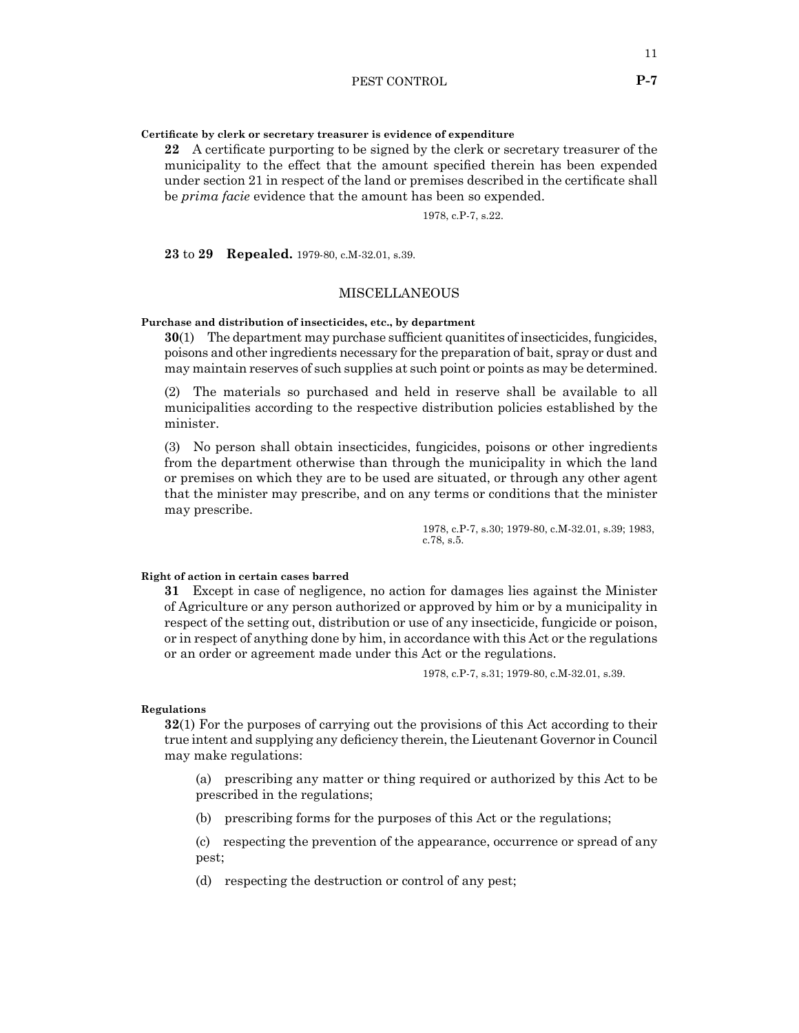**Certificate by clerk or secretary treasurer is evidence of expenditure**

**22** A certificate purporting to be signed by the clerk or secretary treasurer of the municipality to the effect that the amount specified therein has been expended under section 21 in respect of the land or premises described in the certificate shall be *prima facie* evidence that the amount has been so expended.

1978, c.P-7, s.22.

**23** to **29** **Repealed.** 1979-80, c.M-32.01, s.39.

## MISCELLANEOUS

**Purchase and distribution of insecticides, etc., by department**

**30**(1) The department may purchase sufficient quanitites of insecticides, fungicides, poisons and other ingredients necessary for the preparation of bait, spray or dust and may maintain reserves of such supplies at such point or points as may be determined.

(2) The materials so purchased and held in reserve shall be available to all municipalities according to the respective distribution policies established by the minister.

(3) No person shall obtain insecticides, fungicides, poisons or other ingredients from the department otherwise than through the municipality in which the land or premises on which they are to be used are situated, or through any other agent that the minister may prescribe, and on any terms or conditions that the minister may prescribe.

1978, c.P-7, s.30; 1979-80, c.M-32.01, s.39; 1983, c.78, s.5.

**Right of action in certain cases barred**

**31** Except in case of negligence, no action for damages lies against the Minister of Agriculture or any person authorized or approved by him or by a municipality in respect of the setting out, distribution or use of any insecticide, fungicide or poison, or in respect of anything done by him, in accordance with this Act or the regulations or an order or agreement made under this Act or the regulations.

1978, c.P-7, s.31; 1979-80, c.M-32.01, s.39.

**Regulations**

**32**(1) For the purposes of carrying out the provisions of this Act according to their true intent and supplying any deficiency therein, the Lieutenant Governor in Council may make regulations:

(a) prescribing any matter or thing required or authorized by this Act to be prescribed in the regulations;

(b) prescribing forms for the purposes of this Act or the regulations;

(c) respecting the prevention of the appearance, occurrence or spread of any pest;

(d) respecting the destruction or control of any pest;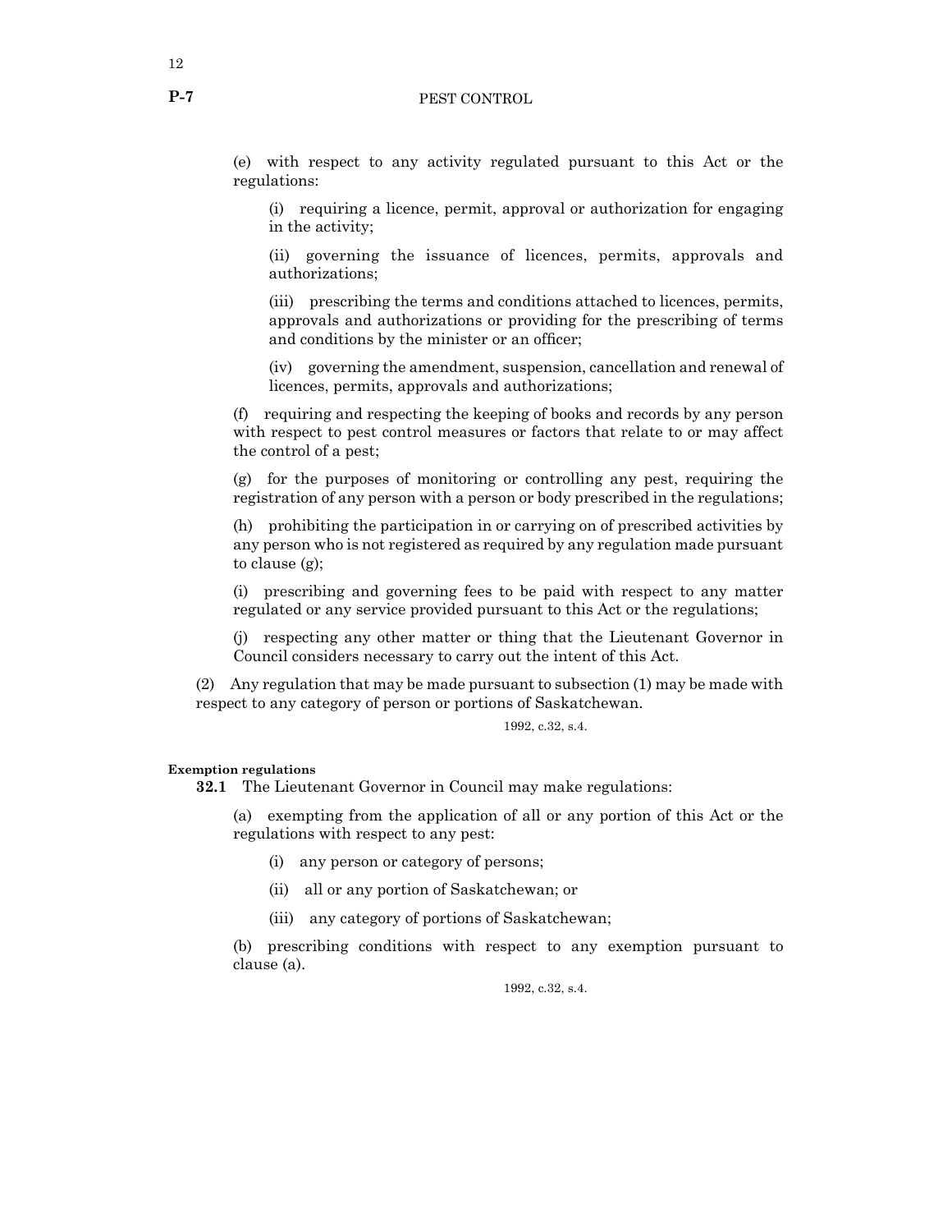(e) with respect to any activity regulated pursuant to this Act or the regulations:

(i) requiring a licence, permit, approval or authorization for engaging in the activity;

(ii) governing the issuance of licences, permits, approvals and authorizations;

(iii) prescribing the terms and conditions attached to licences, permits, approvals and authorizations or providing for the prescribing of terms and conditions by the minister or an officer;

(iv) governing the amendment, suspension, cancellation and renewal of licences, permits, approvals and authorizations;

(f) requiring and respecting the keeping of books and records by any person with respect to pest control measures or factors that relate to or may affect the control of a pest;

(g) for the purposes of monitoring or controlling any pest, requiring the registration of any person with a person or body prescribed in the regulations;

(h) prohibiting the participation in or carrying on of prescribed activities by any person who is not registered as required by any regulation made pursuant to clause (g);

(i) prescribing and governing fees to be paid with respect to any matter regulated or any service provided pursuant to this Act or the regulations;

(j) respecting any other matter or thing that the Lieutenant Governor in Council considers necessary to carry out the intent of this Act.

(2) Any regulation that may be made pursuant to subsection (1) may be made with respect to any category of person or portions of Saskatchewan.

1992, c.32, s.4.

**Exemption regulations**

**32.1** The Lieutenant Governor in Council may make regulations:

(a) exempting from the application of all or any portion of this Act or the regulations with respect to any pest:

(i) any person or category of persons;

(ii) all or any portion of Saskatchewan; or

(iii) any category of portions of Saskatchewan;

(b) prescribing conditions with respect to any exemption pursuant to clause (a).

1992, c.32, s.4.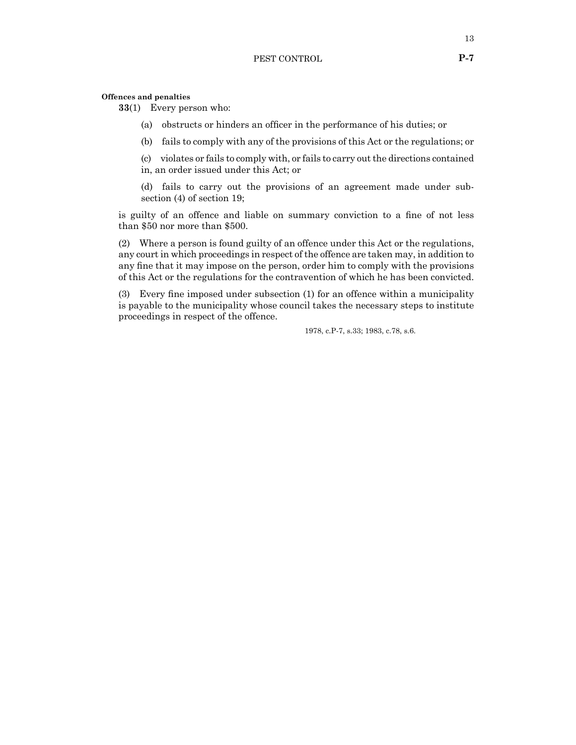**Offences and penalties**

**33**(1) Every person who:

(a) obstructs or hinders an officer in the performance of his duties; or

(b) fails to comply with any of the provisions of this Act or the regulations; or

(c) violates or fails to comply with, or fails to carry out the directions contained in, an order issued under this Act; or

(d) fails to carry out the provisions of an agreement made under subsection (4) of section 19;

is guilty of an offence and liable on summary conviction to a fine of not less than $50 nor more than $500.

(2) Where a person is found guilty of an offence under this Act or the regulations, any court in which proceedings in respect of the offence are taken may, in addition to any fine that it may impose on the person, order him to comply with the provisions of this Act or the regulations for the contravention of which he has been convicted.

(3) Every fine imposed under subsection (1) for an offence within a municipality is payable to the municipality whose council takes the necessary steps to institute proceedings in respect of the offence.

1978, c.P-7, s.33; 1983, c.78, s.6.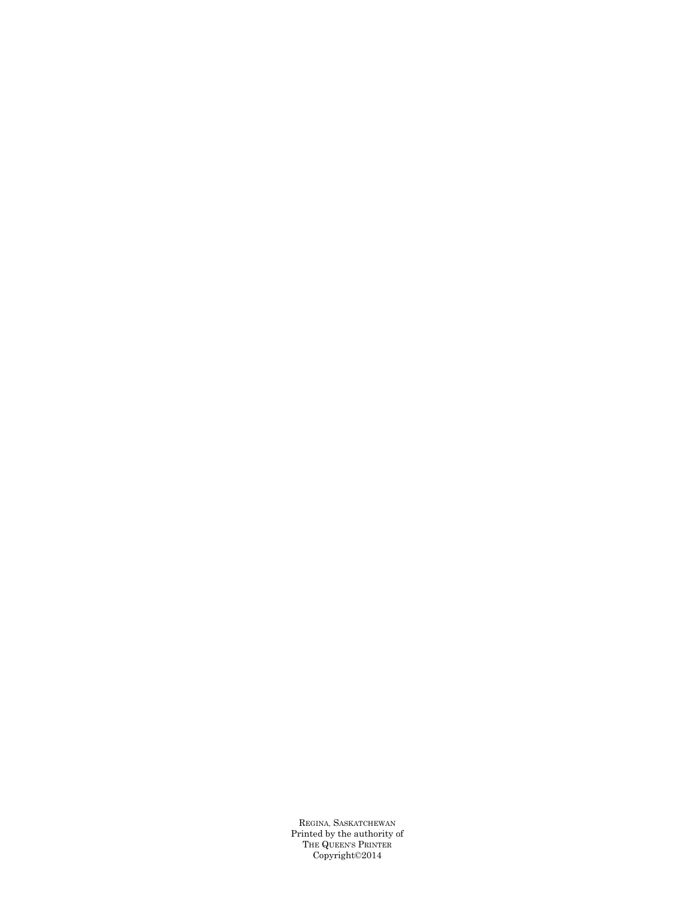Regina, Saskatchewan
Printed by the authority of
The Queen's Printer
Copyright©2014